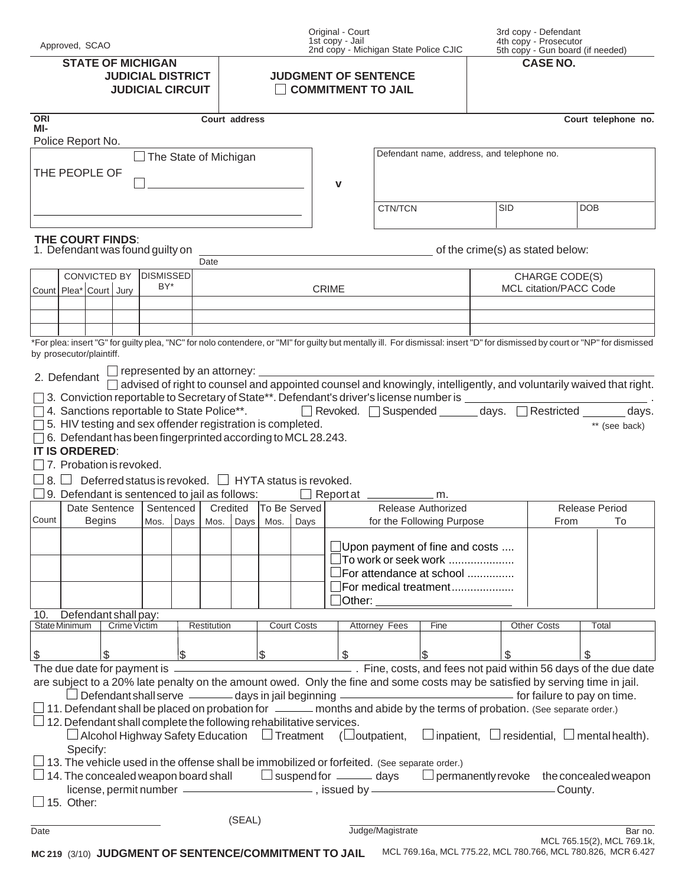Approved, SCAO

Original - Court
1st copy - Jail
2nd copy - Michigan State Police CJIC

3rd copy - Defendant
4th copy - Prosecutor
5th copy - Gun board (if needed)

**STATE OF MICHIGAN**
**JUDICIAL DISTRICT**
**JUDICIAL CIRCUIT**

**JUDGMENT OF SENTENCE**
☐ **COMMITMENT TO JAIL**

**CASE NO.**

**ORI**
**MI-**

**Court address**

**Court telephone no.**

Police Report No.

THE PEOPLE OF ☐ The State of Michigan
☐ ______________________

v

Defendant name, address, and telephone no.

| CTN/TCN | SID | DOB |
|---|---|---|
| | | |

**THE COURT FINDS**:

1. Defendant was found guilty on ______________________ of the crime(s) as stated below:
Date

| Count | CONVICTED BY Plea* | Court | Jury | DISMISSED BY* | CRIME | CHARGE CODE(S) MCL citation/PACC Code |
|---|---|---|---|---|---|---|
| | | | | | | |
| | | | | | | |
| | | | | | | |

*For plea: insert "G" for guilty plea, "NC" for nolo contendere, or "MI" for guilty but mentally ill. For dismissal: insert "D" for dismissed by court or "NP" for dismissed by prosecutor/plaintiff.

2. Defendant ☐ represented by an attorney: ______________________
☐ advised of right to counsel and appointed counsel and knowingly, intelligently, and voluntarily waived that right.

☐ 3. Conviction reportable to Secretary of State**. Defendant's driver's license number is ______________________ .

☐ 4. Sanctions reportable to State Police**. ☐ Revoked. ☐ Suspended ______ days. ☐ Restricted ______ days.

☐ 5. HIV testing and sex offender registration is completed. ** (see back)

☐ 6. Defendant has been fingerprinted according to MCL 28.243.

**IT IS ORDERED**:

☐ 7. Probation is revoked.

☐ 8. ☐ Deferred status is revoked. ☐ HYTA status is revoked.

☐ 9. Defendant is sentenced to jail as follows: ☐ Report at __________ m.

| Count | Date Sentence Begins | Sentenced Mos. | Sentenced Days | Credited Mos. | Credited Days | To Be Served Mos. | To Be Served Days | Release Authorized for the Following Purpose | Release Period From | Release Period To |
|---|---|---|---|---|---|---|---|---|---|---|
| | | | | | | | | ☐Upon payment of fine and costs .... | | |
| | | | | | | | | ☐To work or seek work .................... ☐For attendance at school .............. | | |
| | | | | | | | | ☐For medical treatment................... ☐Other: ______________________ | | |

10. Defendant shall pay:

| State Minimum | Crime Victim | Restitution | Court Costs | Attorney Fees | Fine | Other Costs | Total |
|---|---|---|---|---|---|---|---|
| $ | $ | $ | $ | $ | $ | $ | $ |

The due date for payment is ______________________ . Fine, costs, and fees not paid within 56 days of the due date are subject to a 20% late penalty on the amount owed. Only the fine and some costs may be satisfied by serving time in jail.
☐ Defendant shall serve ______ days in jail beginning ______________________ for failure to pay on time.

☐ 11. Defendant shall be placed on probation for ______ months and abide by the terms of probation. (See separate order.)

☐ 12. Defendant shall complete the following rehabilitative services.
☐ Alcohol Highway Safety Education ☐ Treatment (☐outpatient, ☐ inpatient, ☐ residential, ☐ mental health).
Specify:

☐ 13. The vehicle used in the offense shall be immobilized or forfeited. (See separate order.)

☐ 14. The concealed weapon board shall ☐ suspend for ______ days ☐ permanently revoke the concealed weapon license, permit number ______________________ , issued by ______________________ County.

☐ 15. Other:

(SEAL)

______________________ ______________________
Date Judge/Magistrate Bar no.

**MC 219** (3/10) **JUDGMENT OF SENTENCE/COMMITMENT TO JAIL**

MCL 765.15(2), MCL 769.1k, MCL 769.16a, MCL 775.22, MCL 780.766, MCL 780.826, MCR 6.427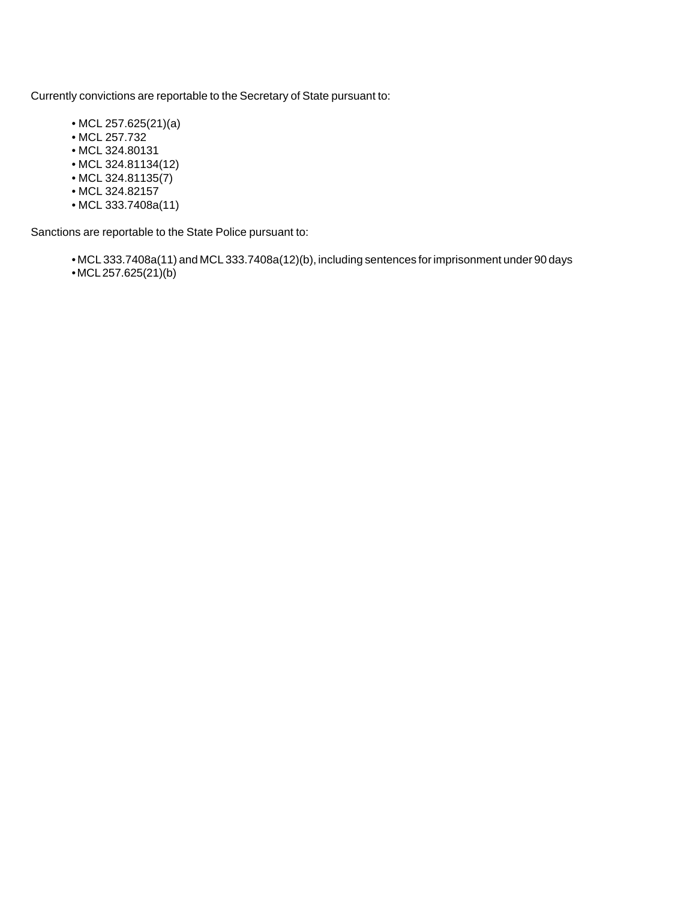Currently convictions are reportable to the Secretary of State pursuant to:

- MCL 257.625(21)(a)
- MCL 257.732
- MCL 324.80131
- MCL 324.81134(12)
- MCL 324.81135(7)
- MCL 324.82157
- MCL 333.7408a(11)

Sanctions are reportable to the State Police pursuant to:

- MCL 333.7408a(11) and MCL 333.7408a(12)(b), including sentences for imprisonment under 90 days
- MCL 257.625(21)(b)